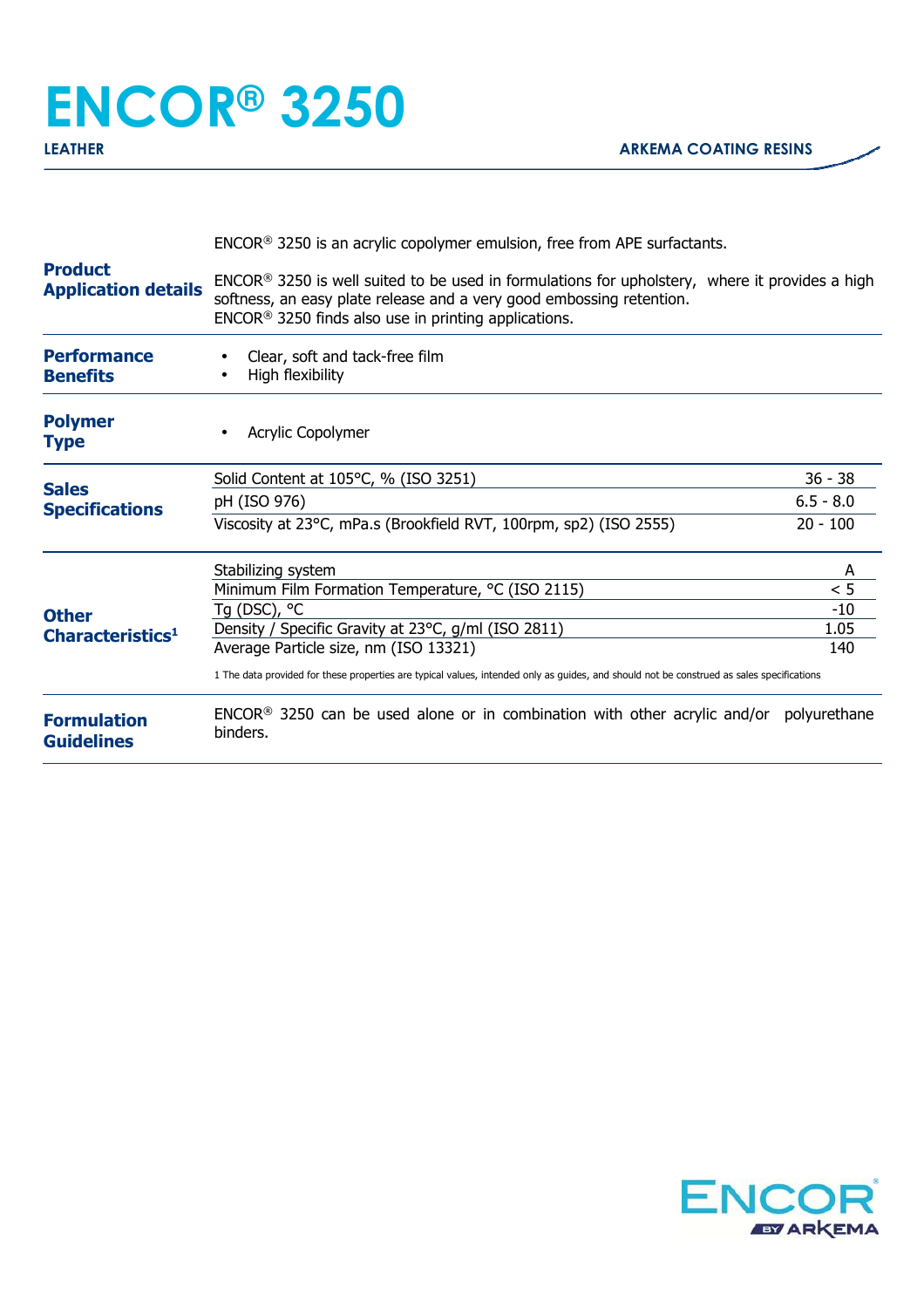# ENCOR® 3250

**LEATHER** — **ARKEMA COATING RESINS**

## Product Application details

ENCOR® 3250 is an acrylic copolymer emulsion, free from APE surfactants.

ENCOR® 3250 is well suited to be used in formulations for upholstery, where it provides a high softness, an easy plate release and a very good embossing retention.
ENCOR® 3250 finds also use in printing applications.

## Performance Benefits

- Clear, soft and tack-free film
- High flexibility

## Polymer Type

- Acrylic Copolymer

## Sales Specifications

| Property | Value |
|---|---|
| Solid Content at 105°C, % (ISO 3251) | 36 - 38 |
| pH (ISO 976) | 6.5 - 8.0 |
| Viscosity at 23°C, mPa.s (Brookfield RVT, 100rpm, sp2) (ISO 2555) | 20 - 100 |

## Other Characteristics[1]

| Property | Value |
|---|---|
| Stabilizing system | A |
| Minimum Film Formation Temperature, °C (ISO 2115) | < 5 |
| Tg (DSC), °C | -10 |
| Density / Specific Gravity at 23°C, g/ml (ISO 2811) | 1.05 |
| Average Particle size, nm (ISO 13321) | 140 |

1 The data provided for these properties are typical values, intended only as guides, and should not be construed as sales specifications

## Formulation Guidelines

ENCOR® 3250 can be used alone or in combination with other acrylic and/or polyurethane binders.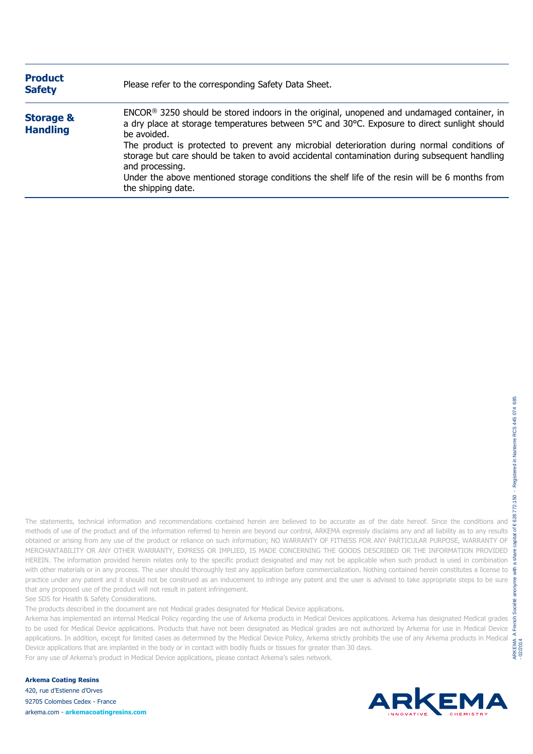| | |
|---|---|
| **Product Safety** | Please refer to the corresponding Safety Data Sheet. |
| **Storage & Handling** | ENCOR® 3250 should be stored indoors in the original, unopened and undamaged container, in a dry place at storage temperatures between 5°C and 30°C. Exposure to direct sunlight should be avoided.<br>The product is protected to prevent any microbial deterioration during normal conditions of storage but care should be taken to avoid accidental contamination during subsequent handling and processing.<br>Under the above mentioned storage conditions the shelf life of the resin will be 6 months from the shipping date. |

The statements, technical information and recommendations contained herein are believed to be accurate as of the date hereof. Since the conditions and methods of use of the product and of the information referred to herein are beyond our control, ARKEMA expressly disclaims any and all liability as to any results obtained or arising from any use of the product or reliance on such information; NO WARRANTY OF FITNESS FOR ANY PARTICULAR PURPOSE, WARRANTY OF MERCHANTABILITY OR ANY OTHER WARRANTY, EXPRESS OR IMPLIED, IS MADE CONCERNING THE GOODS DESCRIBED OR THE INFORMATION PROVIDED HEREIN. The information provided herein relates only to the specific product designated and may not be applicable when such product is used in combination with other materials or in any process. The user should thoroughly test any application before commercialization. Nothing contained herein constitutes a license to practice under any patent and it should not be construed as an inducement to infringe any patent and the user is advised to take appropriate steps to be sure that any proposed use of the product will not result in patent infringement.
See SDS for Health & Safety Considerations.

The products described in the document are not Medical grades designated for Medical Device applications.
Arkema has implemented an internal Medical Policy regarding the use of Arkema products in Medical Devices applications. Arkema has designated Medical grades to be used for Medical Device applications. Products that have not been designated as Medical grades are not authorized by Arkema for use in Medical Device applications. In addition, except for limited cases as determined by the Medical Device Policy, Arkema strictly prohibits the use of any Arkema products in Medical Device applications that are implanted in the body or in contact with bodily fluids or tissues for greater than 30 days.
For any use of Arkema's product in Medical Device applications, please contact Arkema's sales network.

**Arkema Coating Resins**
420, rue d'Estienne d'Orves
92705 Colombes Cedex - France
arkema.com - **arkemacoatingresins.com**

ARKEMA A French Société anonyme with a share capital of € 628.772.150 - Registered in Nanterre RCS 445 074 685 - 02/2014